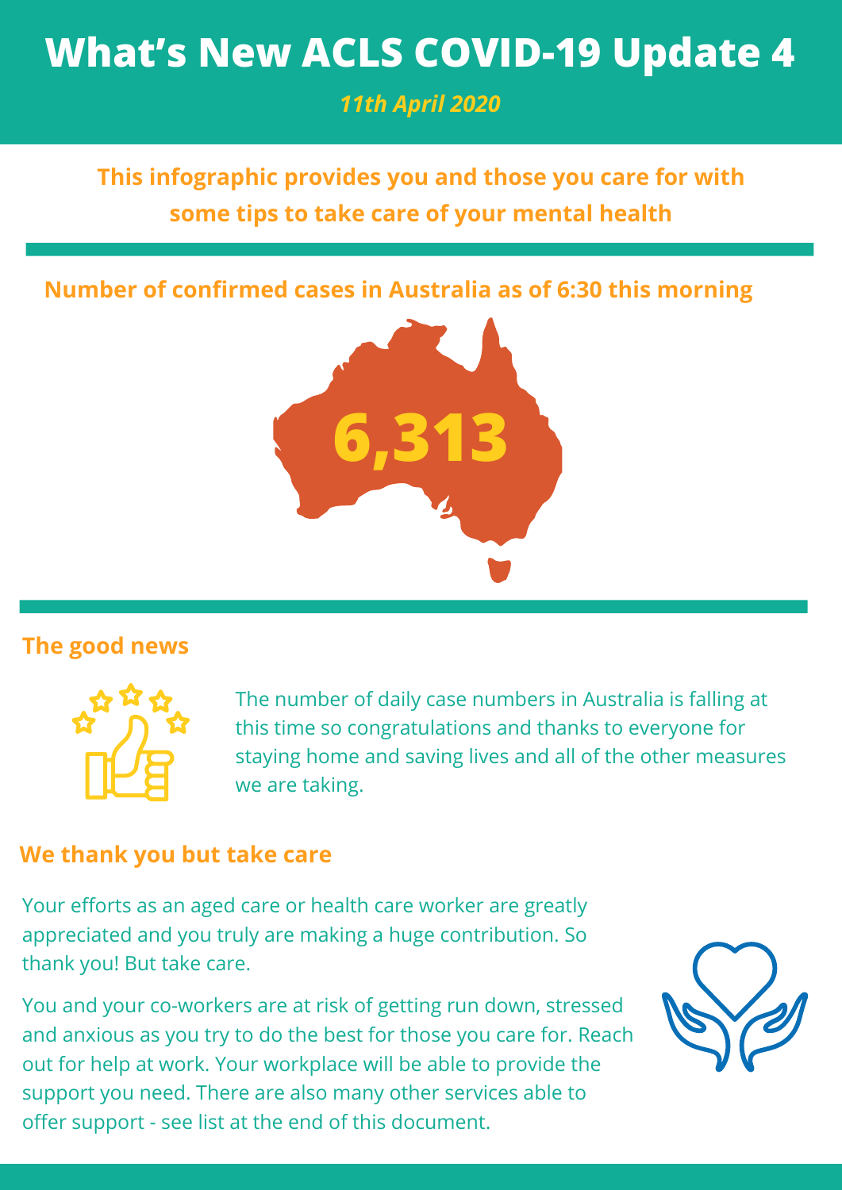# What's New ACLS COVID-19 Update 4

*11th April 2020*

**This infographic provides you and those you care for with some tips to take care of your mental health**

## Number of confirmed cases in Australia as of 6:30 this morning

**6,313**

## The good news

The number of daily case numbers in Australia is falling at this time so congratulations and thanks to everyone for staying home and saving lives and all of the other measures we are taking.

## We thank you but take care

Your efforts as an aged care or health care worker are greatly appreciated and you truly are making a huge contribution. So thank you! But take care.

You and your co-workers are at risk of getting run down, stressed and anxious as you try to do the best for those you care for. Reach out for help at work. Your workplace will be able to provide the support you need. There are also many other services able to offer support - see list at the end of this document.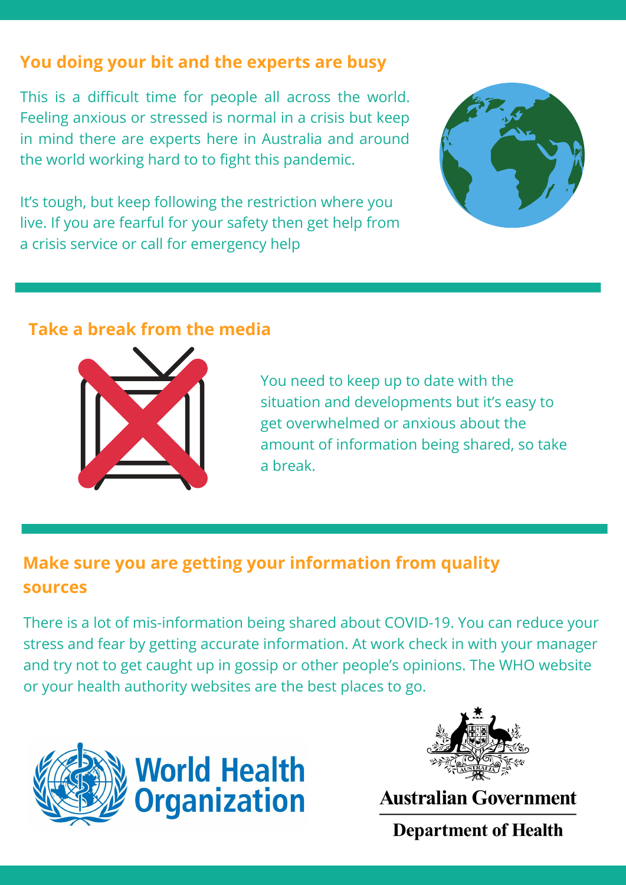## You doing your bit and the experts are busy

This is a difficult time for people all across the world. Feeling anxious or stressed is normal in a crisis but keep in mind there are experts here in Australia and around the world working hard to to fight this pandemic.

It's tough, but keep following the restriction where you live. If you are fearful for your safety then get help from a crisis service or call for emergency help

## Take a break from the media

You need to keep up to date with the situation and developments but it's easy to get overwhelmed or anxious about the amount of information being shared, so take a break.

## Make sure you are getting your information from quality sources

There is a lot of mis-information being shared about COVID-19. You can reduce your stress and fear by getting accurate information. At work check in with your manager and try not to get caught up in gossip or other people's opinions. The WHO website or your health authority websites are the best places to go.

World Health Organization

Australian Government

Department of Health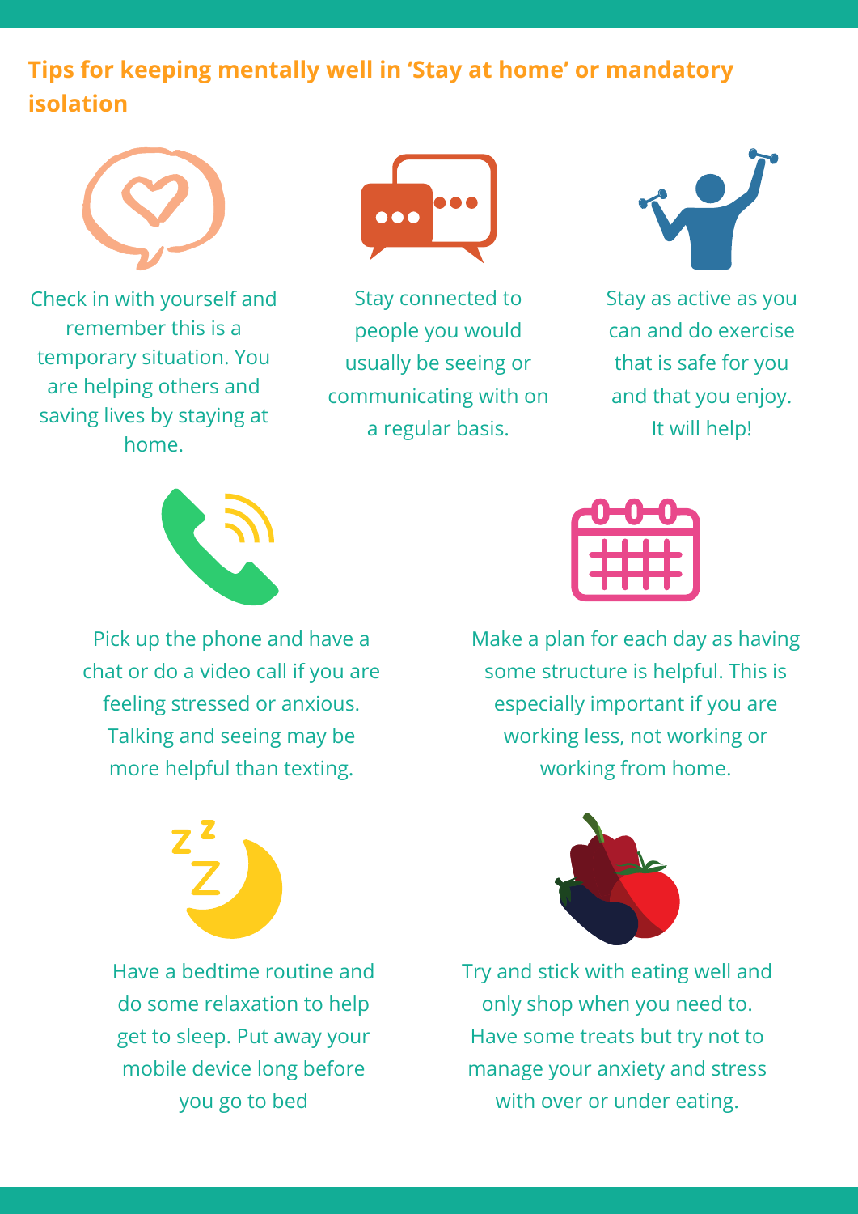## Tips for keeping mentally well in 'Stay at home' or mandatory isolation

Check in with yourself and remember this is a temporary situation. You are helping others and saving lives by staying at home.

Stay connected to people you would usually be seeing or communicating with on a regular basis.

Stay as active as you can and do exercise that is safe for you and that you enjoy. It will help!

Pick up the phone and have a chat or do a video call if you are feeling stressed or anxious. Talking and seeing may be more helpful than texting.

Make a plan for each day as having some structure is helpful. This is especially important if you are working less, not working or working from home.

Have a bedtime routine and do some relaxation to help get to sleep. Put away your mobile device long before you go to bed

Try and stick with eating well and only shop when you need to. Have some treats but try not to manage your anxiety and stress with over or under eating.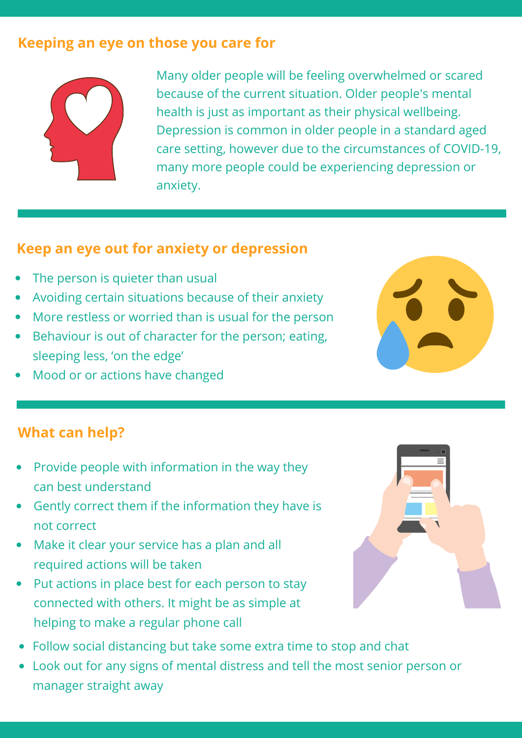## Keeping an eye on those you care for

Many older people will be feeling overwhelmed or scared because of the current situation. Older people's mental health is just as important as their physical wellbeing. Depression is common in older people in a standard aged care setting, however due to the circumstances of COVID-19, many more people could be experiencing depression or anxiety.

## Keep an eye out for anxiety or depression

- The person is quieter than usual
- Avoiding certain situations because of their anxiety
- More restless or worried than is usual for the person
- Behaviour is out of character for the person; eating, sleeping less, 'on the edge'
- Mood or or actions have changed

## What can help?

- Provide people with information in the way they can best understand
- Gently correct them if the information they have is not correct
- Make it clear your service has a plan and all required actions will be taken
- Put actions in place best for each person to stay connected with others. It might be as simple at helping to make a regular phone call
- Follow social distancing but take some extra time to stop and chat
- Look out for any signs of mental distress and tell the most senior person or manager straight away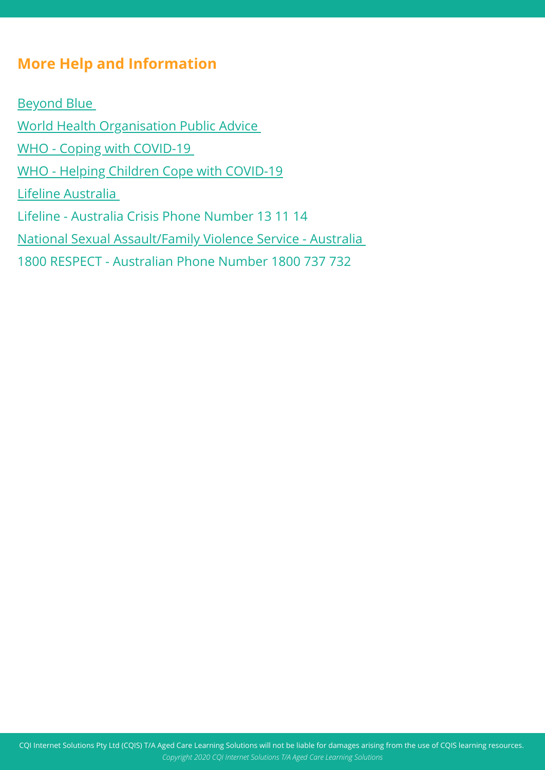## More Help and Information

Beyond Blue

World Health Organisation Public Advice

WHO - Coping with COVID-19

WHO - Helping Children Cope with COVID-19

Lifeline Australia

Lifeline - Australia Crisis Phone Number 13 11 14

National Sexual Assault/Family Violence Service - Australia

1800 RESPECT - Australian Phone Number 1800 737 732